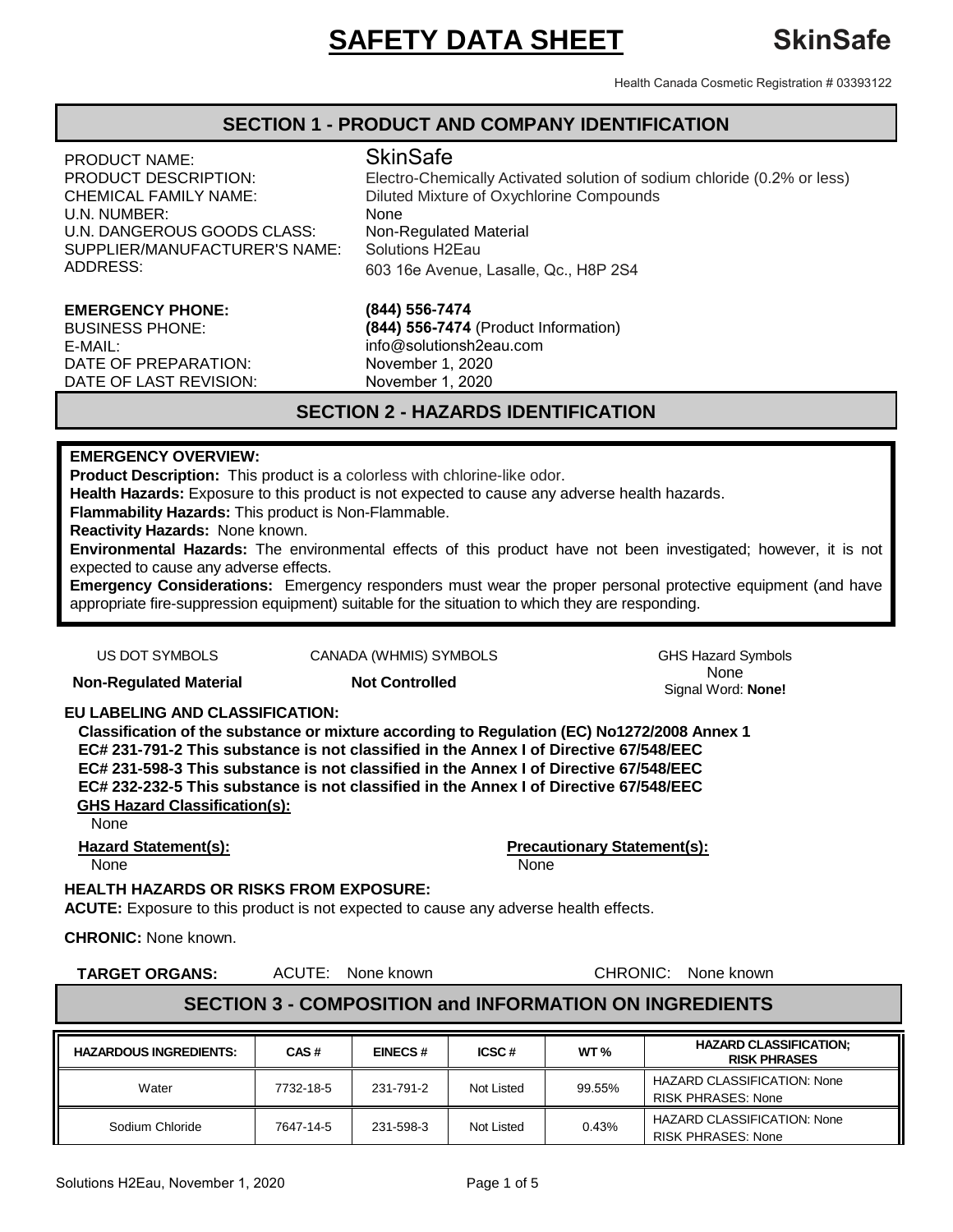# SAFETY DATA SHEET

**SkinSafe**

Health Canada Cosmetic Registration # 03393122

## SECTION 1 - PRODUCT AND COMPANY IDENTIFICATION

| | |
|---|---|
| PRODUCT NAME: | SkinSafe |
| PRODUCT DESCRIPTION: | Electro-Chemically Activated solution of sodium chloride (0.2% or less) |
| CHEMICAL FAMILY NAME: | Diluted Mixture of Oxychlorine Compounds |
| U.N. NUMBER: | None |
| U.N. DANGEROUS GOODS CLASS: | Non-Regulated Material |
| SUPPLIER/MANUFACTURER'S NAME: | Solutions H2Eau |
| ADDRESS: | 603 16e Avenue, Lasalle, Qc., H8P 2S4 |
| **EMERGENCY PHONE:** | **(844) 556-7474** |
| BUSINESS PHONE: | **(844) 556-7474** (Product Information) |
| E-MAIL: | info@solutionsh2eau.com |
| DATE OF PREPARATION: | November 1, 2020 |
| DATE OF LAST REVISION: | November 1, 2020 |

## SECTION 2 - HAZARDS IDENTIFICATION

**EMERGENCY OVERVIEW:**

**Product Description:** This product is a colorless with chlorine-like odor.

**Health Hazards:** Exposure to this product is not expected to cause any adverse health hazards.

**Flammability Hazards:** This product is Non-Flammable.

**Reactivity Hazards:** None known.

**Environmental Hazards:** The environmental effects of this product have not been investigated; however, it is not expected to cause any adverse effects.

**Emergency Considerations:** Emergency responders must wear the proper personal protective equipment (and have appropriate fire-suppression equipment) suitable for the situation to which they are responding.

| US DOT SYMBOLS | CANADA (WHMIS) SYMBOLS | GHS Hazard Symbols |
|---|---|---|
| **Non-Regulated Material** | **Not Controlled** | None<br>Signal Word: **None!** |

**EU LABELING AND CLASSIFICATION:**

**Classification of the substance or mixture according to Regulation (EC) No1272/2008 Annex 1**
**EC# 231-791-2 This substance is not classified in the Annex I of Directive 67/548/EEC**
**EC# 231-598-3 This substance is not classified in the Annex I of Directive 67/548/EEC**
**EC# 232-232-5 This substance is not classified in the Annex I of Directive 67/548/EEC**

**GHS Hazard Classification(s):**
None

**Hazard Statement(s):**
None

**Precautionary Statement(s):**
None

**HEALTH HAZARDS OR RISKS FROM EXPOSURE:**

**ACUTE:** Exposure to this product is not expected to cause any adverse health effects.

**CHRONIC:** None known.

**TARGET ORGANS:** ACUTE: None known CHRONIC: None known

## SECTION 3 - COMPOSITION and INFORMATION ON INGREDIENTS

| HAZARDOUS INGREDIENTS: | CAS # | EINECS # | ICSC # | WT % | HAZARD CLASSIFICATION; RISK PHRASES |
|---|---|---|---|---|---|
| Water | 7732-18-5 | 231-791-2 | Not Listed | 99.55% | HAZARD CLASSIFICATION: None<br>RISK PHRASES: None |
| Sodium Chloride | 7647-14-5 | 231-598-3 | Not Listed | 0.43% | HAZARD CLASSIFICATION: None<br>RISK PHRASES: None |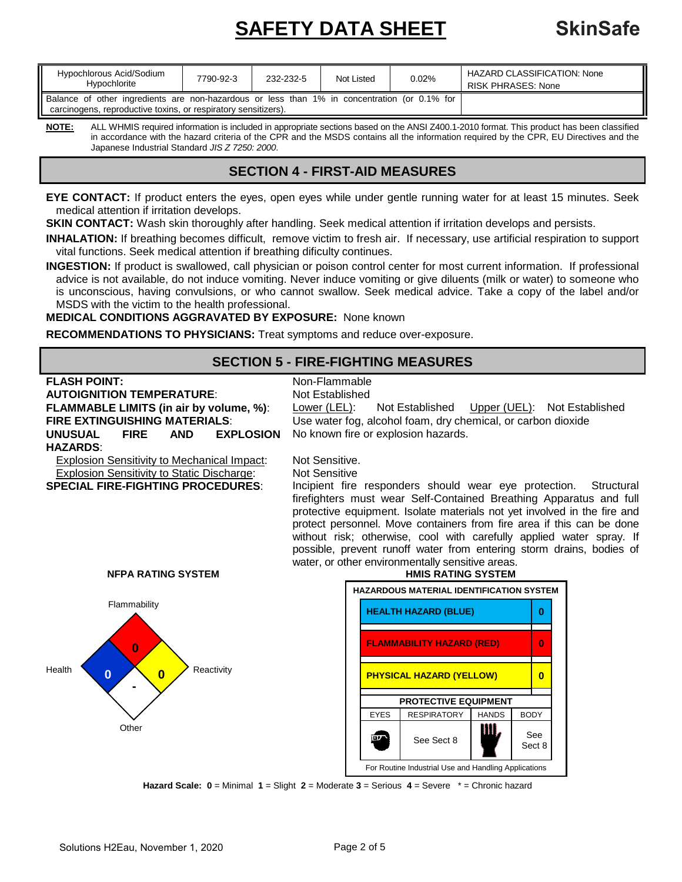| Hypochlorous Acid/Sodium Hypochlorite | 7790-92-3 | 232-232-5 | Not Listed | 0.02% | HAZARD CLASSIFICATION: None RISK PHRASES: None |
|---|---|---|---|---|---|
| Balance of other ingredients are non-hazardous or less than 1% in concentration (or 0.1% for carcinogens, reproductive toxins, or respiratory sensitizers). | | | | | |

**NOTE:** ALL WHMIS required information is included in appropriate sections based on the ANSI Z400.1-2010 format. This product has been classified in accordance with the hazard criteria of the CPR and the MSDS contains all the information required by the CPR, EU Directives and the Japanese Industrial Standard *JIS Z 7250: 2000*.

## SECTION 4 - FIRST-AID MEASURES

**EYE CONTACT:** If product enters the eyes, open eyes while under gentle running water for at least 15 minutes. Seek medical attention if irritation develops.

**SKIN CONTACT:** Wash skin thoroughly after handling. Seek medical attention if irritation develops and persists.

**INHALATION:** If breathing becomes difficult, remove victim to fresh air. If necessary, use artificial respiration to support vital functions. Seek medical attention if breathing dificulty continues.

**INGESTION:** If product is swallowed, call physician or poison control center for most current information. If professional advice is not available, do not induce vomiting. Never induce vomiting or give diluents (milk or water) to someone who is unconscious, having convulsions, or who cannot swallow. Seek medical advice. Take a copy of the label and/or MSDS with the victim to the health professional.

**MEDICAL CONDITIONS AGGRAVATED BY EXPOSURE:** None known

**RECOMMENDATIONS TO PHYSICIANS:** Treat symptoms and reduce over-exposure.

## SECTION 5 - FIRE-FIGHTING MEASURES

**FLASH POINT:** Non-Flammable

**AUTOIGNITION TEMPERATURE:** Not Established

**FLAMMABLE LIMITS (in air by volume, %):** Lower (LEL): Not Established Upper (UEL): Not Established

**FIRE EXTINGUISHING MATERIALS:** Use water fog, alcohol foam, dry chemical, or carbon dioxide

**UNUSUAL FIRE AND EXPLOSION HAZARDS:** No known fire or explosion hazards.

Explosion Sensitivity to Mechanical Impact: Not Sensitive.

Explosion Sensitivity to Static Discharge: Not Sensitive

**SPECIAL FIRE-FIGHTING PROCEDURES:** Incipient fire responders should wear eye protection. Structural firefighters must wear Self-Contained Breathing Apparatus and full protective equipment. Isolate materials not yet involved in the fire and protect personnel. Move containers from fire area if this can be done without risk; otherwise, cool with carefully applied water spray. If possible, prevent runoff water from entering storm drains, bodies of water, or other environmentally sensitive areas.

**NFPA RATING SYSTEM**

| Flammability | Health | Reactivity | Other |
|---|---|---|---|
| 0 | 0 | 0 | - |

**HMIS RATING SYSTEM**

| HAZARDOUS MATERIAL IDENTIFICATION SYSTEM | |
|---|---|
| HEALTH HAZARD (BLUE) | 0 |
| FLAMMABILITY HAZARD (RED) | 0 |
| PHYSICAL HAZARD (YELLOW) | 0 |

| PROTECTIVE EQUIPMENT | | | |
|---|---|---|---|
| EYES | RESPIRATORY | HANDS | BODY |
| | See Sect 8 | | See Sect 8 |

For Routine Industrial Use and Handling Applications

**Hazard Scale: 0** = Minimal **1** = Slight **2** = Moderate **3** = Serious **4** = Severe * = Chronic hazard

Solutions H2Eau, November 1, 2020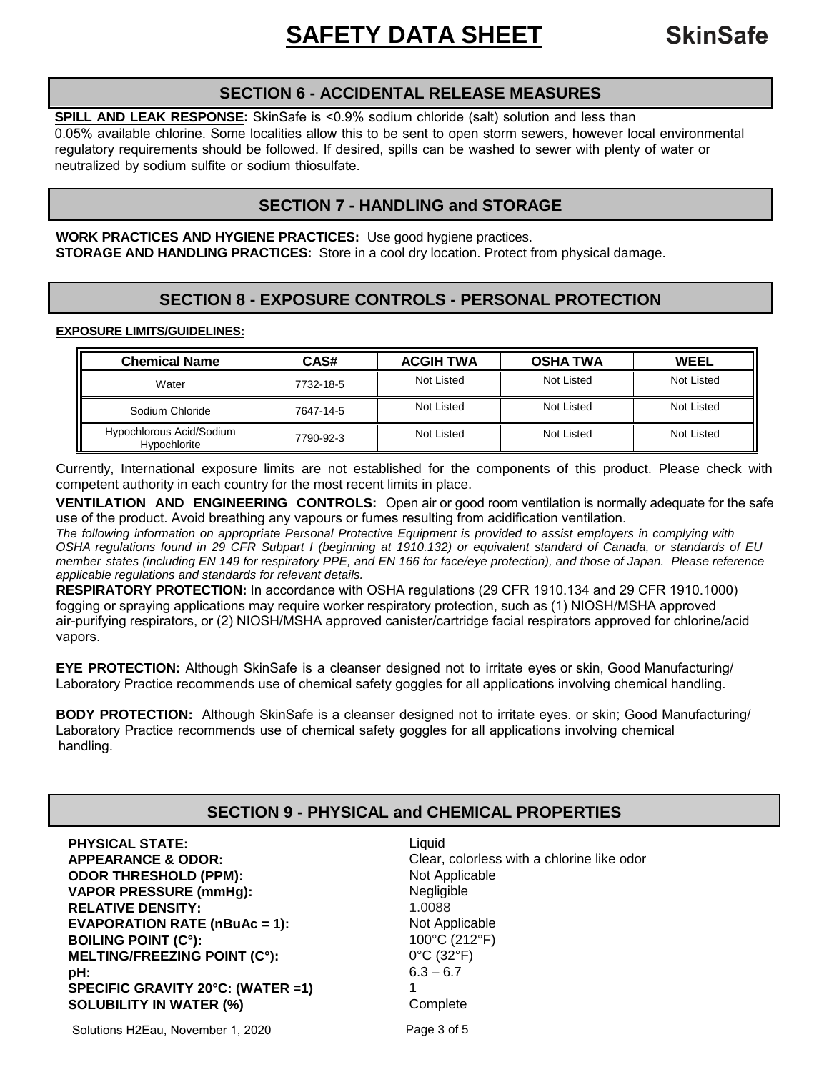## SECTION 6 - ACCIDENTAL RELEASE MEASURES

**SPILL AND LEAK RESPONSE:** SkinSafe is <0.9% sodium chloride (salt) solution and less than 0.05% available chlorine. Some localities allow this to be sent to open storm sewers, however local environmental regulatory requirements should be followed. If desired, spills can be washed to sewer with plenty of water or neutralized by sodium sulfite or sodium thiosulfate.

## SECTION 7 - HANDLING and STORAGE

**WORK PRACTICES AND HYGIENE PRACTICES:** Use good hygiene practices.
**STORAGE AND HANDLING PRACTICES:** Store in a cool dry location. Protect from physical damage.

## SECTION 8 - EXPOSURE CONTROLS - PERSONAL PROTECTION

**EXPOSURE LIMITS/GUIDELINES:**

| Chemical Name | CAS# | ACGIH TWA | OSHA TWA | WEEL |
|---|---|---|---|---|
| Water | 7732-18-5 | Not Listed | Not Listed | Not Listed |
| Sodium Chloride | 7647-14-5 | Not Listed | Not Listed | Not Listed |
| Hypochlorous Acid/Sodium Hypochlorite | 7790-92-3 | Not Listed | Not Listed | Not Listed |

Currently, International exposure limits are not established for the components of this product. Please check with competent authority in each country for the most recent limits in place.

**VENTILATION AND ENGINEERING CONTROLS:** Open air or good room ventilation is normally adequate for the safe use of the product. Avoid breathing any vapours or fumes resulting from acidification ventilation.

*The following information on appropriate Personal Protective Equipment is provided to assist employers in complying with OSHA regulations found in 29 CFR Subpart I (beginning at 1910.132) or equivalent standard of Canada, or standards of EU member states (including EN 149 for respiratory PPE, and EN 166 for face/eye protection), and those of Japan. Please reference applicable regulations and standards for relevant details.*

**RESPIRATORY PROTECTION:** In accordance with OSHA regulations (29 CFR 1910.134 and 29 CFR 1910.1000) fogging or spraying applications may require worker respiratory protection, such as (1) NIOSH/MSHA approved air-purifying respirators, or (2) NIOSH/MSHA approved canister/cartridge facial respirators approved for chlorine/acid vapors.

**EYE PROTECTION:** Although SkinSafe is a cleanser designed not to irritate eyes or skin, Good Manufacturing/ Laboratory Practice recommends use of chemical safety goggles for all applications involving chemical handling.

**BODY PROTECTION:** Although SkinSafe is a cleanser designed not to irritate eyes. or skin; Good Manufacturing/ Laboratory Practice recommends use of chemical safety goggles for all applications involving chemical handling.

## SECTION 9 - PHYSICAL and CHEMICAL PROPERTIES

| | |
|---|---|
| **PHYSICAL STATE:** | Liquid |
| **APPEARANCE & ODOR:** | Clear, colorless with a chlorine like odor |
| **ODOR THRESHOLD (PPM):** | Not Applicable |
| **VAPOR PRESSURE (mmHg):** | Negligible |
| **RELATIVE DENSITY:** | 1.0088 |
| **EVAPORATION RATE (nBuAc = 1):** | Not Applicable |
| **BOILING POINT (C°):** | 100°C (212°F) |
| **MELTING/FREEZING POINT (C°):** | 0°C (32°F) |
| **pH:** | 6.3 – 6.7 |
| **SPECIFIC GRAVITY 20°C: (WATER =1)** | 1 |
| **SOLUBILITY IN WATER (%)** | Complete |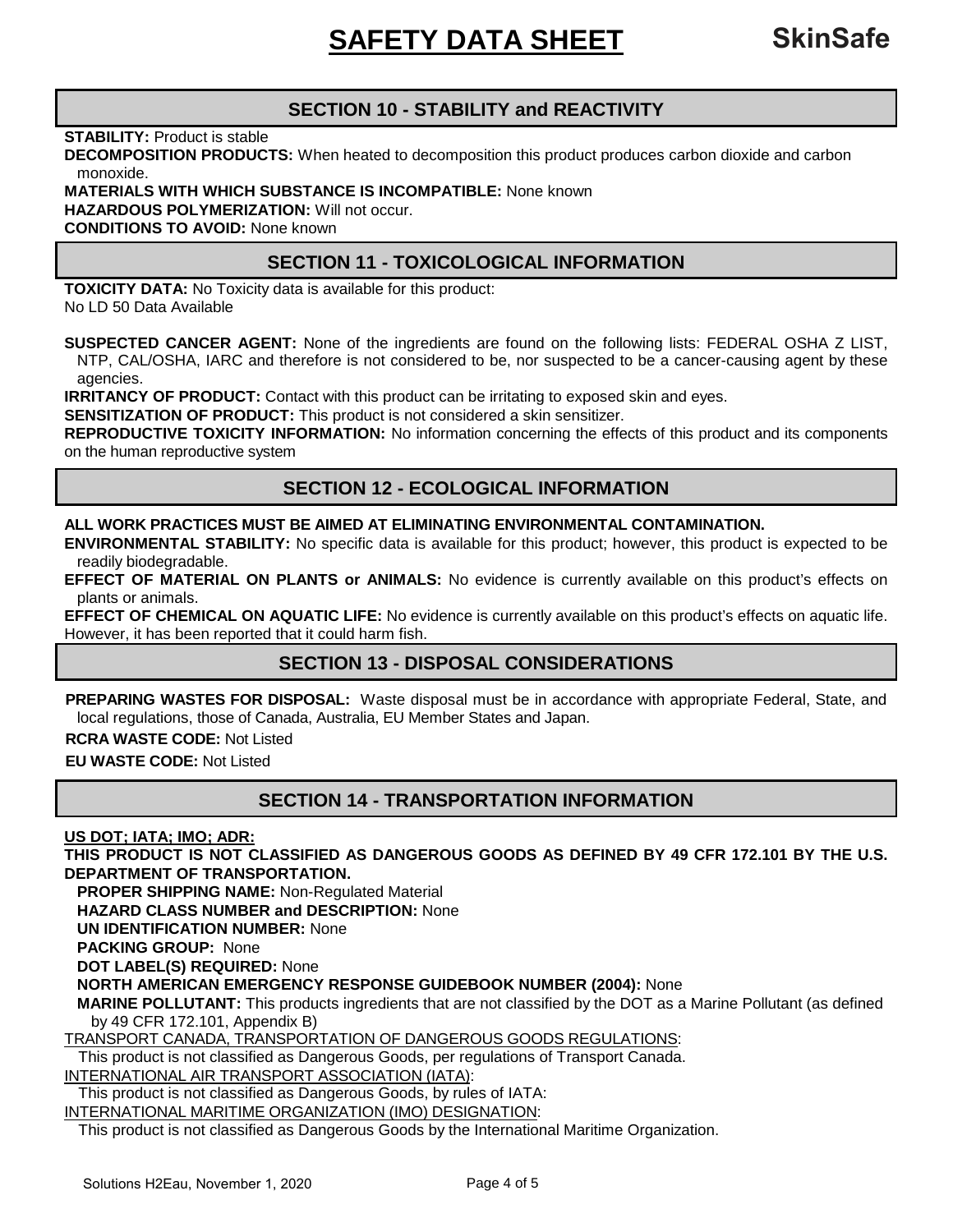## SECTION 10 - STABILITY and REACTIVITY

**STABILITY:** Product is stable

**DECOMPOSITION PRODUCTS:** When heated to decomposition this product produces carbon dioxide and carbon monoxide.

**MATERIALS WITH WHICH SUBSTANCE IS INCOMPATIBLE:** None known

**HAZARDOUS POLYMERIZATION:** Will not occur.

**CONDITIONS TO AVOID:** None known

## SECTION 11 - TOXICOLOGICAL INFORMATION

**TOXICITY DATA:** No Toxicity data is available for this product:
No LD 50 Data Available

**SUSPECTED CANCER AGENT:** None of the ingredients are found on the following lists: FEDERAL OSHA Z LIST, NTP, CAL/OSHA, IARC and therefore is not considered to be, nor suspected to be a cancer-causing agent by these agencies.

**IRRITANCY OF PRODUCT:** Contact with this product can be irritating to exposed skin and eyes.

**SENSITIZATION OF PRODUCT:** This product is not considered a skin sensitizer.

**REPRODUCTIVE TOXICITY INFORMATION:** No information concerning the effects of this product and its components on the human reproductive system

## SECTION 12 - ECOLOGICAL INFORMATION

**ALL WORK PRACTICES MUST BE AIMED AT ELIMINATING ENVIRONMENTAL CONTAMINATION.**

**ENVIRONMENTAL STABILITY:** No specific data is available for this product; however, this product is expected to be readily biodegradable.

**EFFECT OF MATERIAL ON PLANTS or ANIMALS:** No evidence is currently available on this product's effects on plants or animals.

**EFFECT OF CHEMICAL ON AQUATIC LIFE:** No evidence is currently available on this product's effects on aquatic life. However, it has been reported that it could harm fish.

## SECTION 13 - DISPOSAL CONSIDERATIONS

**PREPARING WASTES FOR DISPOSAL:** Waste disposal must be in accordance with appropriate Federal, State, and local regulations, those of Canada, Australia, EU Member States and Japan.

**RCRA WASTE CODE:** Not Listed

**EU WASTE CODE:** Not Listed

## SECTION 14 - TRANSPORTATION INFORMATION

**US DOT; IATA; IMO; ADR:**

**THIS PRODUCT IS NOT CLASSIFIED AS DANGEROUS GOODS AS DEFINED BY 49 CFR 172.101 BY THE U.S. DEPARTMENT OF TRANSPORTATION.**

**PROPER SHIPPING NAME:** Non-Regulated Material

**HAZARD CLASS NUMBER and DESCRIPTION:** None

**UN IDENTIFICATION NUMBER:** None

**PACKING GROUP:** None

**DOT LABEL(S) REQUIRED:** None

**NORTH AMERICAN EMERGENCY RESPONSE GUIDEBOOK NUMBER (2004):** None

**MARINE POLLUTANT:** This products ingredients that are not classified by the DOT as a Marine Pollutant (as defined by 49 CFR 172.101, Appendix B)

TRANSPORT CANADA, TRANSPORTATION OF DANGEROUS GOODS REGULATIONS:
This product is not classified as Dangerous Goods, per regulations of Transport Canada.

INTERNATIONAL AIR TRANSPORT ASSOCIATION (IATA):
This product is not classified as Dangerous Goods, by rules of IATA:

INTERNATIONAL MARITIME ORGANIZATION (IMO) DESIGNATION:
This product is not classified as Dangerous Goods by the International Maritime Organization.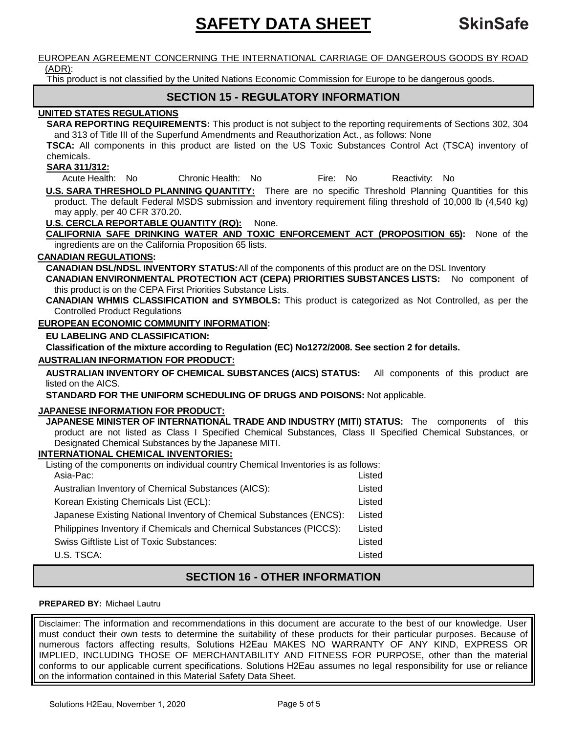EUROPEAN AGREEMENT CONCERNING THE INTERNATIONAL CARRIAGE OF DANGEROUS GOODS BY ROAD (ADR):

This product is not classified by the United Nations Economic Commission for Europe to be dangerous goods.

## SECTION 15 - REGULATORY INFORMATION

**UNITED STATES REGULATIONS**

**SARA REPORTING REQUIREMENTS:** This product is not subject to the reporting requirements of Sections 302, 304 and 313 of Title III of the Superfund Amendments and Reauthorization Act., as follows: None

**TSCA:** All components in this product are listed on the US Toxic Substances Control Act (TSCA) inventory of chemicals.

**SARA 311/312:**

Acute Health: No Chronic Health: No Fire: No Reactivity: No

**U.S. SARA THRESHOLD PLANNING QUANTITY:** There are no specific Threshold Planning Quantities for this product. The default Federal MSDS submission and inventory requirement filing threshold of 10,000 lb (4,540 kg) may apply, per 40 CFR 370.20.

**U.S. CERCLA REPORTABLE QUANTITY (RQ):** None.

**CALIFORNIA SAFE DRINKING WATER AND TOXIC ENFORCEMENT ACT (PROPOSITION 65):** None of the ingredients are on the California Proposition 65 lists.

**CANADIAN REGULATIONS:**

**CANADIAN DSL/NDSL INVENTORY STATUS:** All of the components of this product are on the DSL Inventory

**CANADIAN ENVIRONMENTAL PROTECTION ACT (CEPA) PRIORITIES SUBSTANCES LISTS:** No component of this product is on the CEPA First Priorities Substance Lists.

**CANADIAN WHMIS CLASSIFICATION and SYMBOLS:** This product is categorized as Not Controlled, as per the Controlled Product Regulations

**EUROPEAN ECONOMIC COMMUNITY INFORMATION:**

**EU LABELING AND CLASSIFICATION:**

**Classification of the mixture according to Regulation (EC) No1272/2008. See section 2 for details.**

**AUSTRALIAN INFORMATION FOR PRODUCT:**

**AUSTRALIAN INVENTORY OF CHEMICAL SUBSTANCES (AICS) STATUS:** All components of this product are listed on the AICS.

**STANDARD FOR THE UNIFORM SCHEDULING OF DRUGS AND POISONS:** Not applicable.

**JAPANESE INFORMATION FOR PRODUCT:**

**JAPANESE MINISTER OF INTERNATIONAL TRADE AND INDUSTRY (MITI) STATUS:** The components of this product are not listed as Class I Specified Chemical Substances, Class II Specified Chemical Substances, or Designated Chemical Substances by the Japanese MITI.

**INTERNATIONAL CHEMICAL INVENTORIES:**

Listing of the components on individual country Chemical Inventories is as follows:

| | |
|---|---|
| Asia-Pac: | Listed |
| Australian Inventory of Chemical Substances (AICS): | Listed |
| Korean Existing Chemicals List (ECL): | Listed |
| Japanese Existing National Inventory of Chemical Substances (ENCS): | Listed |
| Philippines Inventory if Chemicals and Chemical Substances (PICCS): | Listed |
| Swiss Giftliste List of Toxic Substances: | Listed |
| U.S. TSCA: | Listed |

## SECTION 16 - OTHER INFORMATION

**PREPARED BY:** Michael Lautru

Disclaimer: The information and recommendations in this document are accurate to the best of our knowledge. User must conduct their own tests to determine the suitability of these products for their particular purposes. Because of numerous factors affecting results, Solutions H2Eau MAKES NO WARRANTY OF ANY KIND, EXPRESS OR IMPLIED, INCLUDING THOSE OF MERCHANTABILITY AND FITNESS FOR PURPOSE, other than the material conforms to our applicable current specifications. Solutions H2Eau assumes no legal responsibility for use or reliance on the information contained in this Material Safety Data Sheet.

Solutions H2Eau, November 1, 2020